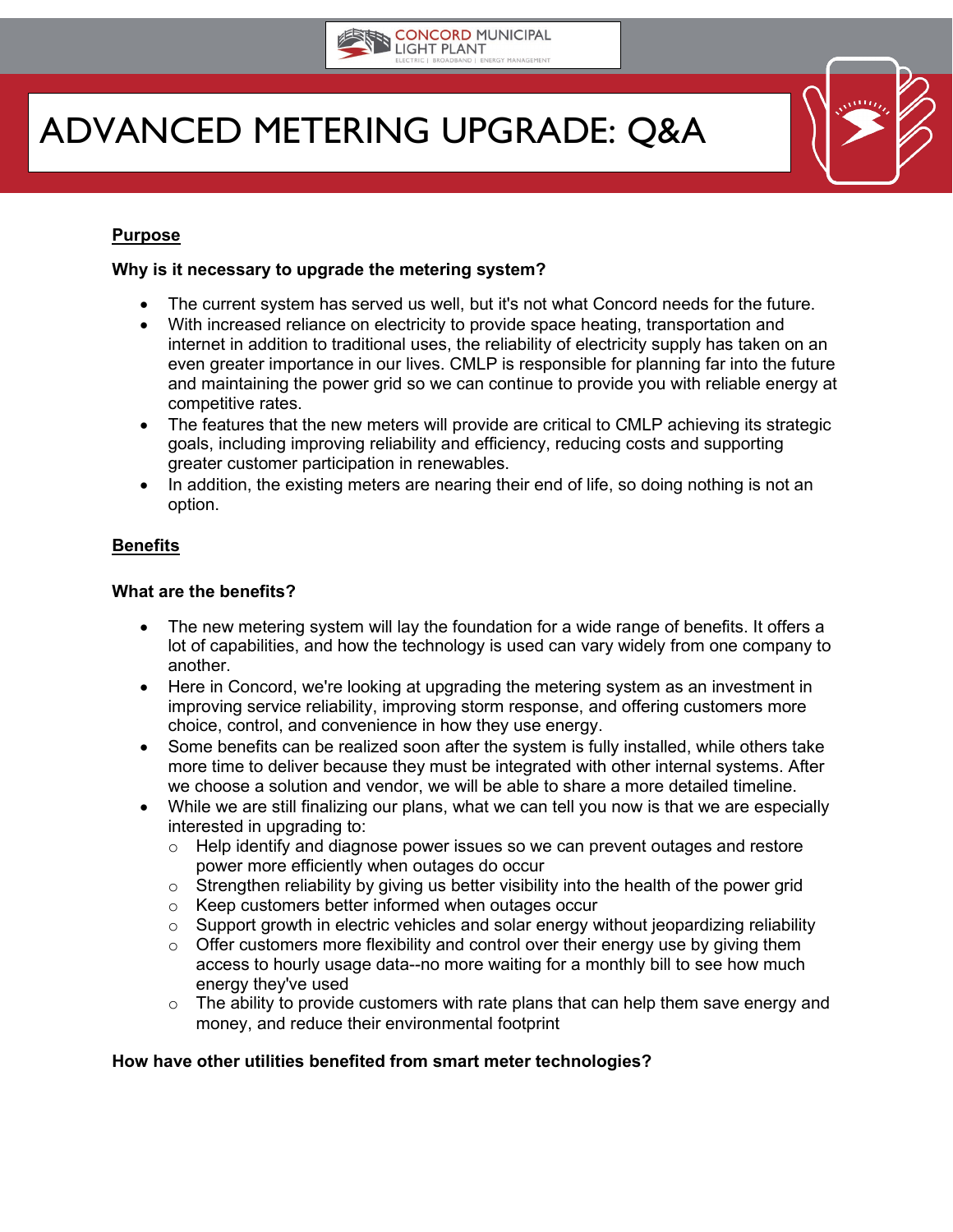# ADVANCED METERING UPGRADE: Q&A

## Purpose

### Why is it necessary to upgrade the metering system?

- The current system has served us well, but it's not what Concord needs for the future.
- With increased reliance on electricity to provide space heating, transportation and internet in addition to traditional uses, the reliability of electricity supply has taken on an even greater importance in our lives. CMLP is responsible for planning far into the future and maintaining the power grid so we can continue to provide you with reliable energy at competitive rates.
- The features that the new meters will provide are critical to CMLP achieving its strategic goals, including improving reliability and efficiency, reducing costs and supporting greater customer participation in renewables.
- In addition, the existing meters are nearing their end of life, so doing nothing is not an option.

## Benefits

### What are the benefits?

- The new metering system will lay the foundation for a wide range of benefits. It offers a lot of capabilities, and how the technology is used can vary widely from one company to another.
- Here in Concord, we're looking at upgrading the metering system as an investment in improving service reliability, improving storm response, and offering customers more choice, control, and convenience in how they use energy.
- Some benefits can be realized soon after the system is fully installed, while others take more time to deliver because they must be integrated with other internal systems. After we choose a solution and vendor, we will be able to share a more detailed timeline.
- While we are still finalizing our plans, what we can tell you now is that we are especially interested in upgrading to:
  - Help identify and diagnose power issues so we can prevent outages and restore power more efficiently when outages do occur
  - Strengthen reliability by giving us better visibility into the health of the power grid
  - Keep customers better informed when outages occur
  - Support growth in electric vehicles and solar energy without jeopardizing reliability
  - Offer customers more flexibility and control over their energy use by giving them access to hourly usage data--no more waiting for a monthly bill to see how much energy they've used
  - The ability to provide customers with rate plans that can help them save energy and money, and reduce their environmental footprint

### How have other utilities benefited from smart meter technologies?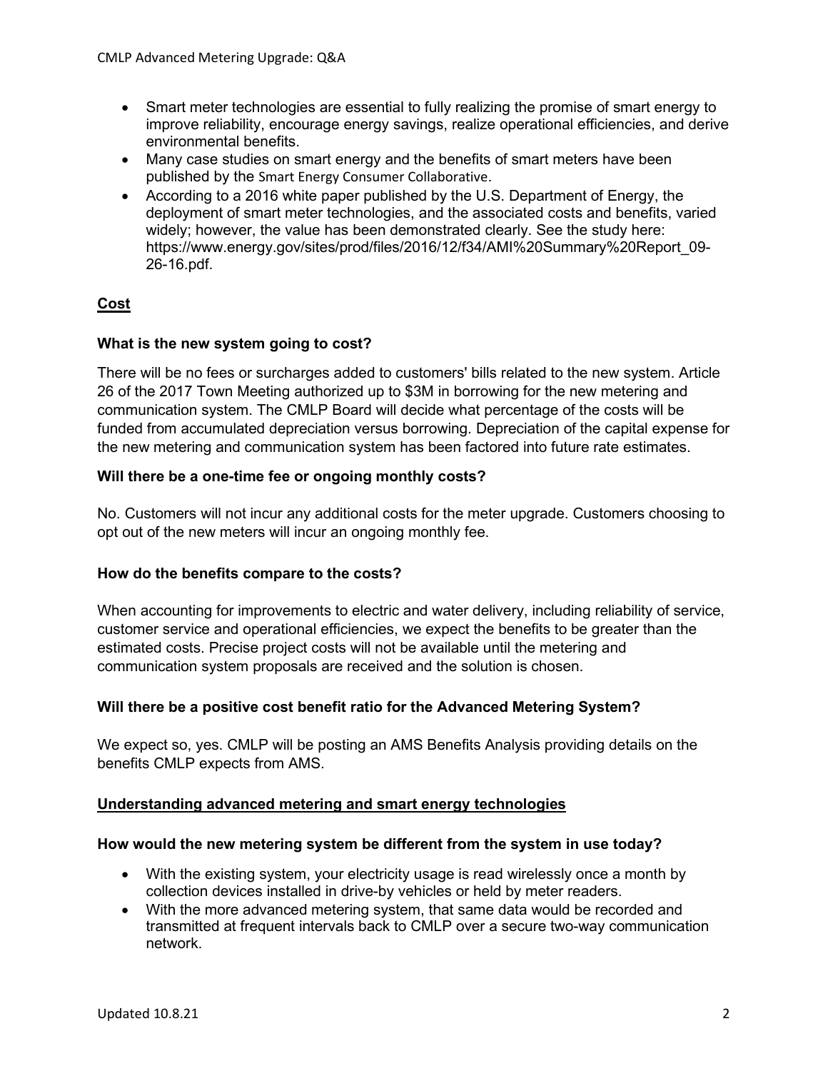- Smart meter technologies are essential to fully realizing the promise of smart energy to improve reliability, encourage energy savings, realize operational efficiencies, and derive environmental benefits.
- Many case studies on smart energy and the benefits of smart meters have been published by the Smart Energy Consumer Collaborative.
- According to a 2016 white paper published by the U.S. Department of Energy, the deployment of smart meter technologies, and the associated costs and benefits, varied widely; however, the value has been demonstrated clearly. See the study here: https://www.energy.gov/sites/prod/files/2016/12/f34/AMI%20Summary%20Report_09-26-16.pdf.

## Cost

### What is the new system going to cost?

There will be no fees or surcharges added to customers' bills related to the new system. Article 26 of the 2017 Town Meeting authorized up to $3M in borrowing for the new metering and communication system. The CMLP Board will decide what percentage of the costs will be funded from accumulated depreciation versus borrowing. Depreciation of the capital expense for the new metering and communication system has been factored into future rate estimates.

### Will there be a one-time fee or ongoing monthly costs?

No. Customers will not incur any additional costs for the meter upgrade. Customers choosing to opt out of the new meters will incur an ongoing monthly fee.

### How do the benefits compare to the costs?

When accounting for improvements to electric and water delivery, including reliability of service, customer service and operational efficiencies, we expect the benefits to be greater than the estimated costs. Precise project costs will not be available until the metering and communication system proposals are received and the solution is chosen.

### Will there be a positive cost benefit ratio for the Advanced Metering System?

We expect so, yes. CMLP will be posting an AMS Benefits Analysis providing details on the benefits CMLP expects from AMS.

## Understanding advanced metering and smart energy technologies

### How would the new metering system be different from the system in use today?

- With the existing system, your electricity usage is read wirelessly once a month by collection devices installed in drive-by vehicles or held by meter readers.
- With the more advanced metering system, that same data would be recorded and transmitted at frequent intervals back to CMLP over a secure two-way communication network.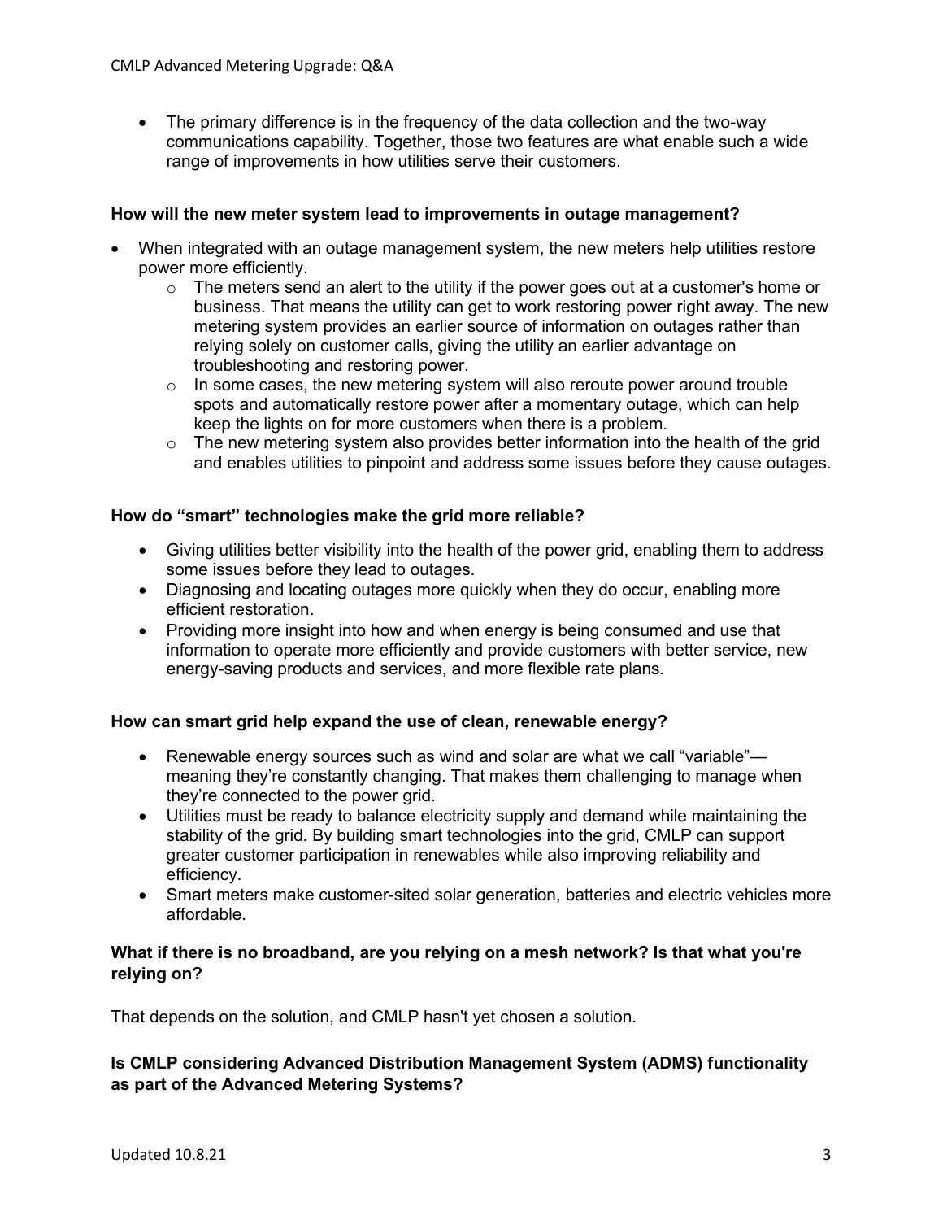- The primary difference is in the frequency of the data collection and the two-way communications capability. Together, those two features are what enable such a wide range of improvements in how utilities serve their customers.

**How will the new meter system lead to improvements in outage management?**

- When integrated with an outage management system, the new meters help utilities restore power more efficiently.
  - The meters send an alert to the utility if the power goes out at a customer's home or business. That means the utility can get to work restoring power right away. The new metering system provides an earlier source of information on outages rather than relying solely on customer calls, giving the utility an earlier advantage on troubleshooting and restoring power.
  - In some cases, the new metering system will also reroute power around trouble spots and automatically restore power after a momentary outage, which can help keep the lights on for more customers when there is a problem.
  - The new metering system also provides better information into the health of the grid and enables utilities to pinpoint and address some issues before they cause outages.

**How do "smart" technologies make the grid more reliable?**

- Giving utilities better visibility into the health of the power grid, enabling them to address some issues before they lead to outages.
- Diagnosing and locating outages more quickly when they do occur, enabling more efficient restoration.
- Providing more insight into how and when energy is being consumed and use that information to operate more efficiently and provide customers with better service, new energy-saving products and services, and more flexible rate plans.

**How can smart grid help expand the use of clean, renewable energy?**

- Renewable energy sources such as wind and solar are what we call "variable"—meaning they're constantly changing. That makes them challenging to manage when they're connected to the power grid.
- Utilities must be ready to balance electricity supply and demand while maintaining the stability of the grid. By building smart technologies into the grid, CMLP can support greater customer participation in renewables while also improving reliability and efficiency.
- Smart meters make customer-sited solar generation, batteries and electric vehicles more affordable.

**What if there is no broadband, are you relying on a mesh network? Is that what you're relying on?**

That depends on the solution, and CMLP hasn't yet chosen a solution.

**Is CMLP considering Advanced Distribution Management System (ADMS) functionality as part of the Advanced Metering Systems?**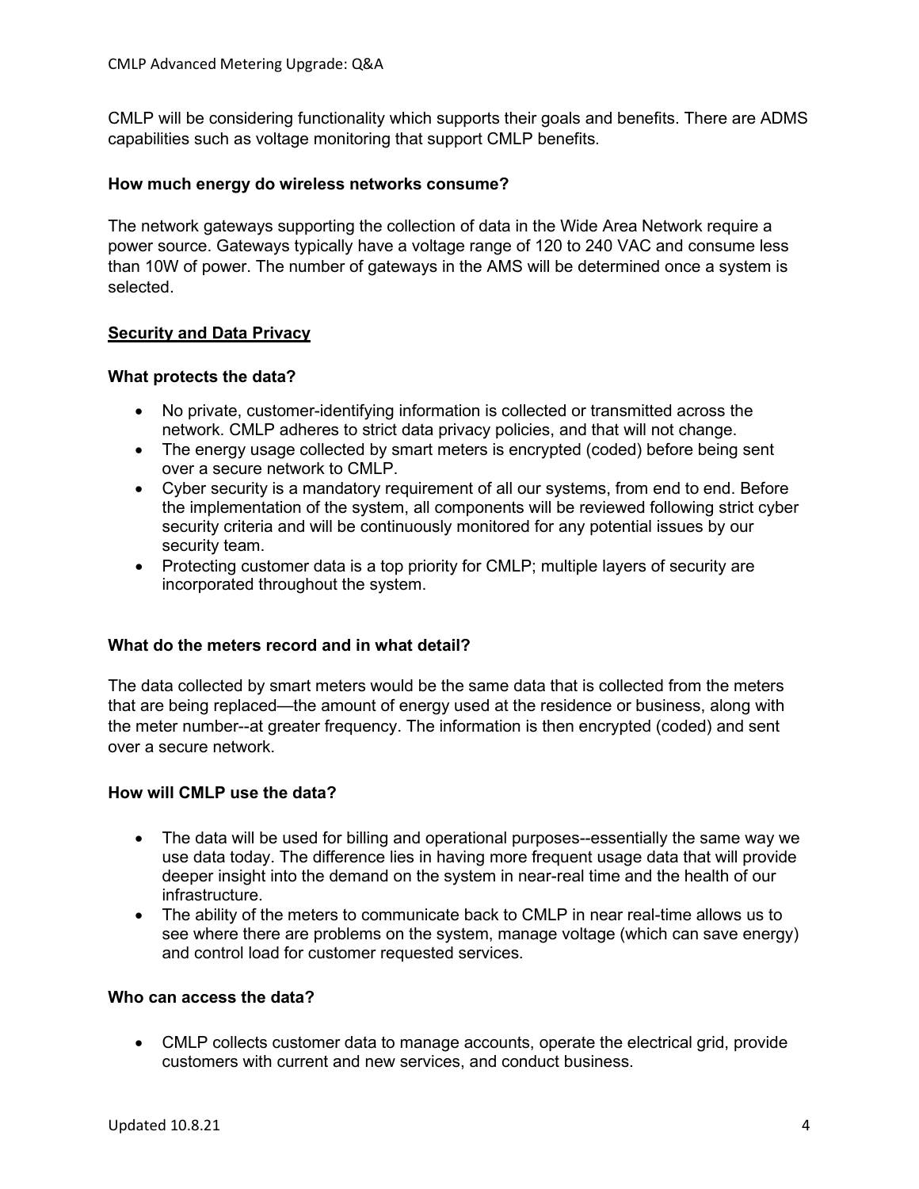CMLP will be considering functionality which supports their goals and benefits. There are ADMS capabilities such as voltage monitoring that support CMLP benefits.

### How much energy do wireless networks consume?

The network gateways supporting the collection of data in the Wide Area Network require a power source. Gateways typically have a voltage range of 120 to 240 VAC and consume less than 10W of power. The number of gateways in the AMS will be determined once a system is selected.

## Security and Data Privacy

### What protects the data?

- No private, customer-identifying information is collected or transmitted across the network. CMLP adheres to strict data privacy policies, and that will not change.
- The energy usage collected by smart meters is encrypted (coded) before being sent over a secure network to CMLP.
- Cyber security is a mandatory requirement of all our systems, from end to end. Before the implementation of the system, all components will be reviewed following strict cyber security criteria and will be continuously monitored for any potential issues by our security team.
- Protecting customer data is a top priority for CMLP; multiple layers of security are incorporated throughout the system.

### What do the meters record and in what detail?

The data collected by smart meters would be the same data that is collected from the meters that are being replaced—the amount of energy used at the residence or business, along with the meter number--at greater frequency. The information is then encrypted (coded) and sent over a secure network.

### How will CMLP use the data?

- The data will be used for billing and operational purposes--essentially the same way we use data today. The difference lies in having more frequent usage data that will provide deeper insight into the demand on the system in near-real time and the health of our infrastructure.
- The ability of the meters to communicate back to CMLP in near real-time allows us to see where there are problems on the system, manage voltage (which can save energy) and control load for customer requested services.

### Who can access the data?

- CMLP collects customer data to manage accounts, operate the electrical grid, provide customers with current and new services, and conduct business.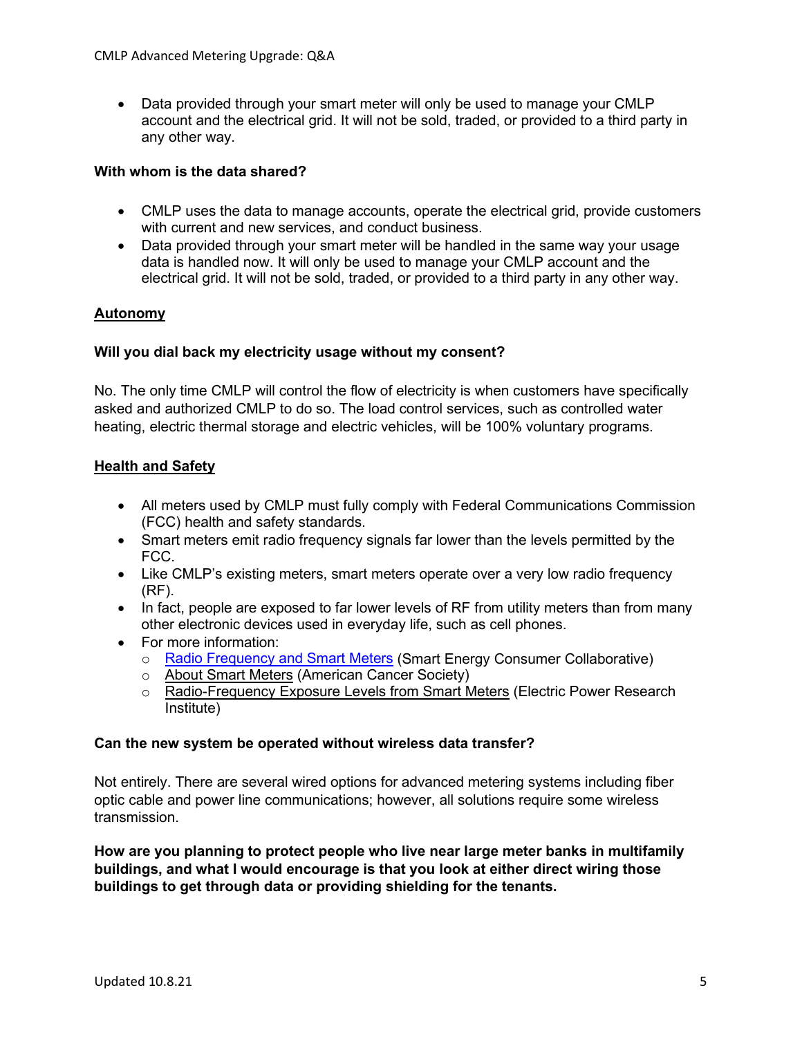- Data provided through your smart meter will only be used to manage your CMLP account and the electrical grid. It will not be sold, traded, or provided to a third party in any other way.

**With whom is the data shared?**

- CMLP uses the data to manage accounts, operate the electrical grid, provide customers with current and new services, and conduct business.
- Data provided through your smart meter will be handled in the same way your usage data is handled now. It will only be used to manage your CMLP account and the electrical grid. It will not be sold, traded, or provided to a third party in any other way.

## Autonomy

**Will you dial back my electricity usage without my consent?**

No. The only time CMLP will control the flow of electricity is when customers have specifically asked and authorized CMLP to do so. The load control services, such as controlled water heating, electric thermal storage and electric vehicles, will be 100% voluntary programs.

## Health and Safety

- All meters used by CMLP must fully comply with Federal Communications Commission (FCC) health and safety standards.
- Smart meters emit radio frequency signals far lower than the levels permitted by the FCC.
- Like CMLP's existing meters, smart meters operate over a very low radio frequency (RF).
- In fact, people are exposed to far lower levels of RF from utility meters than from many other electronic devices used in everyday life, such as cell phones.
- For more information:
  - Radio Frequency and Smart Meters (Smart Energy Consumer Collaborative)
  - About Smart Meters (American Cancer Society)
  - Radio-Frequency Exposure Levels from Smart Meters (Electric Power Research Institute)

**Can the new system be operated without wireless data transfer?**

Not entirely. There are several wired options for advanced metering systems including fiber optic cable and power line communications; however, all solutions require some wireless transmission.

**How are you planning to protect people who live near large meter banks in multifamily buildings, and what I would encourage is that you look at either direct wiring those buildings to get through data or providing shielding for the tenants.**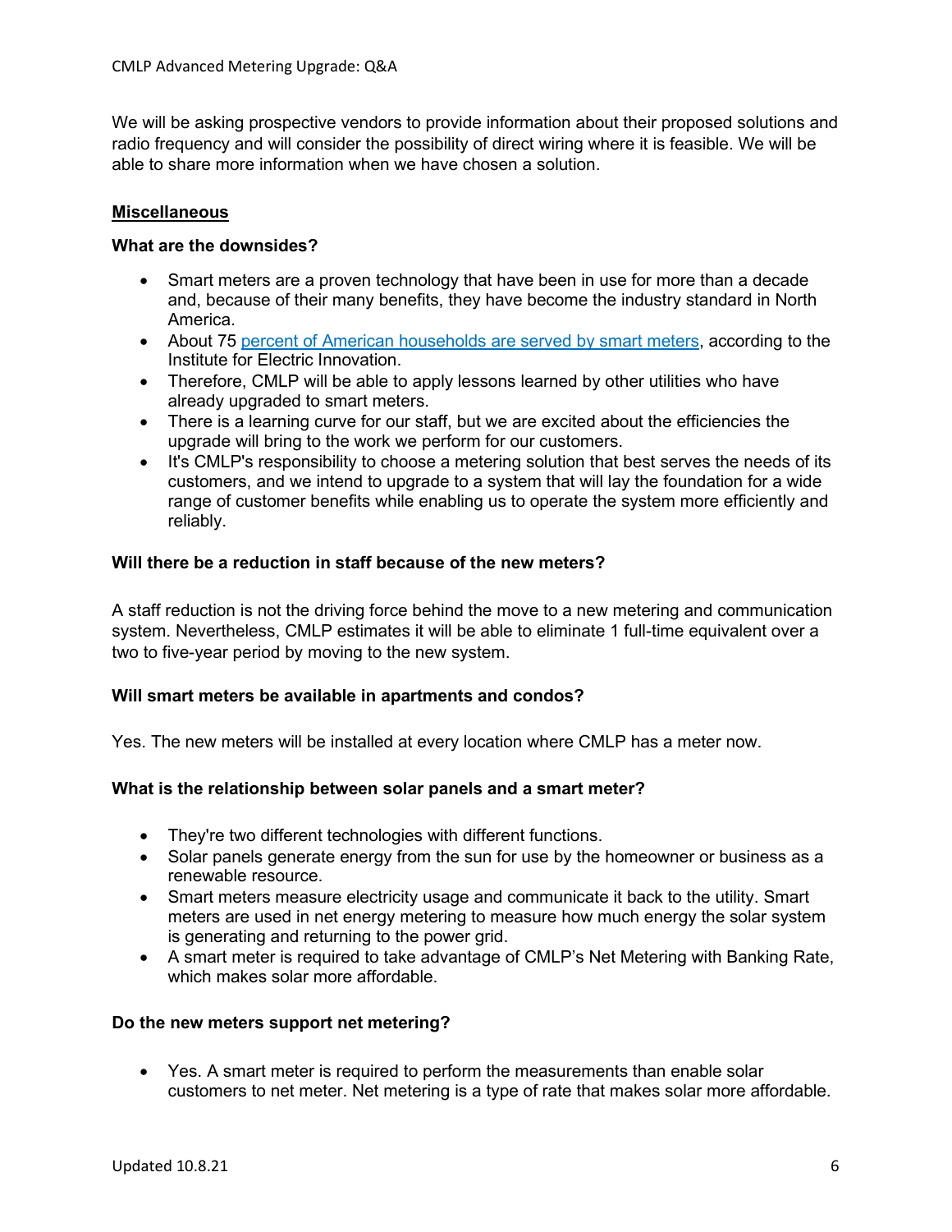We will be asking prospective vendors to provide information about their proposed solutions and radio frequency and will consider the possibility of direct wiring where it is feasible. We will be able to share more information when we have chosen a solution.

## Miscellaneous

### What are the downsides?

- Smart meters are a proven technology that have been in use for more than a decade and, because of their many benefits, they have become the industry standard in North America.
- About 75 [percent of American households are served by smart meters](), according to the Institute for Electric Innovation.
- Therefore, CMLP will be able to apply lessons learned by other utilities who have already upgraded to smart meters.
- There is a learning curve for our staff, but we are excited about the efficiencies the upgrade will bring to the work we perform for our customers.
- It's CMLP's responsibility to choose a metering solution that best serves the needs of its customers, and we intend to upgrade to a system that will lay the foundation for a wide range of customer benefits while enabling us to operate the system more efficiently and reliably.

### Will there be a reduction in staff because of the new meters?

A staff reduction is not the driving force behind the move to a new metering and communication system. Nevertheless, CMLP estimates it will be able to eliminate 1 full-time equivalent over a two to five-year period by moving to the new system.

### Will smart meters be available in apartments and condos?

Yes. The new meters will be installed at every location where CMLP has a meter now.

### What is the relationship between solar panels and a smart meter?

- They're two different technologies with different functions.
- Solar panels generate energy from the sun for use by the homeowner or business as a renewable resource.
- Smart meters measure electricity usage and communicate it back to the utility. Smart meters are used in net energy metering to measure how much energy the solar system is generating and returning to the power grid.
- A smart meter is required to take advantage of CMLP's Net Metering with Banking Rate, which makes solar more affordable.

### Do the new meters support net metering?

- Yes. A smart meter is required to perform the measurements than enable solar customers to net meter. Net metering is a type of rate that makes solar more affordable.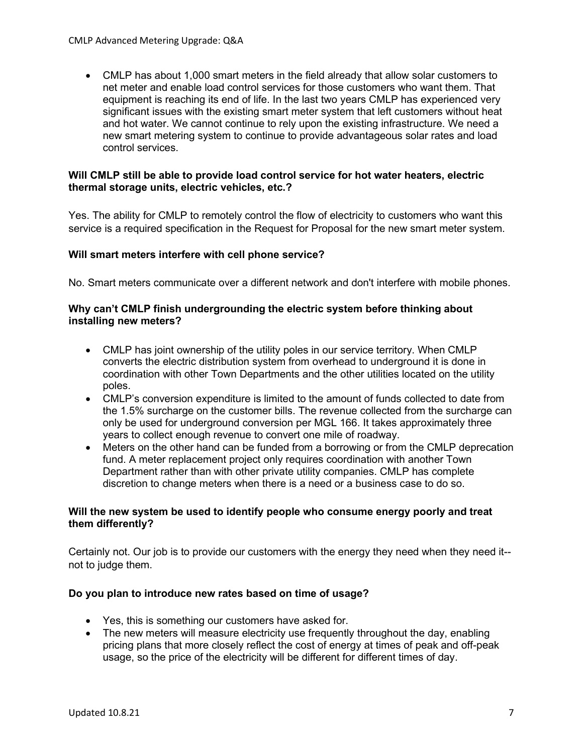- CMLP has about 1,000 smart meters in the field already that allow solar customers to net meter and enable load control services for those customers who want them. That equipment is reaching its end of life. In the last two years CMLP has experienced very significant issues with the existing smart meter system that left customers without heat and hot water. We cannot continue to rely upon the existing infrastructure. We need a new smart metering system to continue to provide advantageous solar rates and load control services.

**Will CMLP still be able to provide load control service for hot water heaters, electric thermal storage units, electric vehicles, etc.?**

Yes. The ability for CMLP to remotely control the flow of electricity to customers who want this service is a required specification in the Request for Proposal for the new smart meter system.

**Will smart meters interfere with cell phone service?**

No. Smart meters communicate over a different network and don't interfere with mobile phones.

**Why can't CMLP finish undergrounding the electric system before thinking about installing new meters?**

- CMLP has joint ownership of the utility poles in our service territory. When CMLP converts the electric distribution system from overhead to underground it is done in coordination with other Town Departments and the other utilities located on the utility poles.
- CMLP's conversion expenditure is limited to the amount of funds collected to date from the 1.5% surcharge on the customer bills. The revenue collected from the surcharge can only be used for underground conversion per MGL 166. It takes approximately three years to collect enough revenue to convert one mile of roadway.
- Meters on the other hand can be funded from a borrowing or from the CMLP deprecation fund. A meter replacement project only requires coordination with another Town Department rather than with other private utility companies. CMLP has complete discretion to change meters when there is a need or a business case to do so.

**Will the new system be used to identify people who consume energy poorly and treat them differently?**

Certainly not. Our job is to provide our customers with the energy they need when they need it--not to judge them.

**Do you plan to introduce new rates based on time of usage?**

- Yes, this is something our customers have asked for.
- The new meters will measure electricity use frequently throughout the day, enabling pricing plans that more closely reflect the cost of energy at times of peak and off-peak usage, so the price of the electricity will be different for different times of day.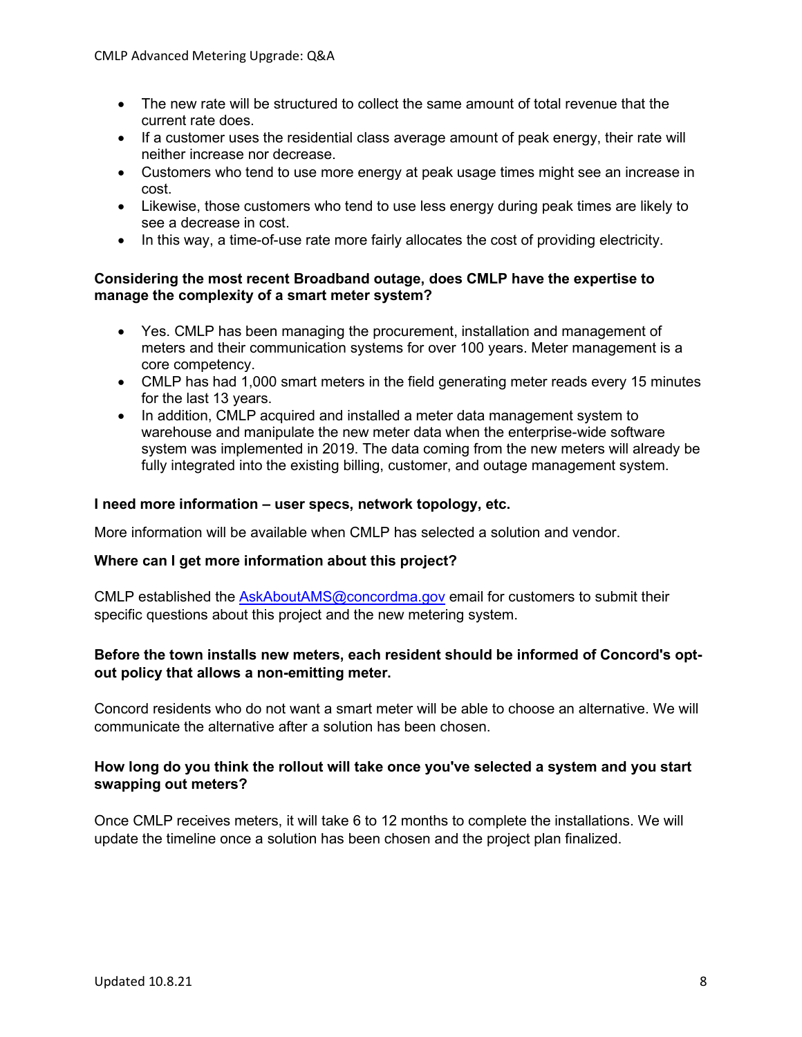- The new rate will be structured to collect the same amount of total revenue that the current rate does.
- If a customer uses the residential class average amount of peak energy, their rate will neither increase nor decrease.
- Customers who tend to use more energy at peak usage times might see an increase in cost.
- Likewise, those customers who tend to use less energy during peak times are likely to see a decrease in cost.
- In this way, a time-of-use rate more fairly allocates the cost of providing electricity.

**Considering the most recent Broadband outage, does CMLP have the expertise to manage the complexity of a smart meter system?**

- Yes. CMLP has been managing the procurement, installation and management of meters and their communication systems for over 100 years. Meter management is a core competency.
- CMLP has had 1,000 smart meters in the field generating meter reads every 15 minutes for the last 13 years.
- In addition, CMLP acquired and installed a meter data management system to warehouse and manipulate the new meter data when the enterprise-wide software system was implemented in 2019. The data coming from the new meters will already be fully integrated into the existing billing, customer, and outage management system.

**I need more information – user specs, network topology, etc.**

More information will be available when CMLP has selected a solution and vendor.

**Where can I get more information about this project?**

CMLP established the [AskAboutAMS@concordma.gov](mailto:AskAboutAMS@concordma.gov) email for customers to submit their specific questions about this project and the new metering system.

**Before the town installs new meters, each resident should be informed of Concord's opt-out policy that allows a non-emitting meter.**

Concord residents who do not want a smart meter will be able to choose an alternative. We will communicate the alternative after a solution has been chosen.

**How long do you think the rollout will take once you've selected a system and you start swapping out meters?**

Once CMLP receives meters, it will take 6 to 12 months to complete the installations. We will update the timeline once a solution has been chosen and the project plan finalized.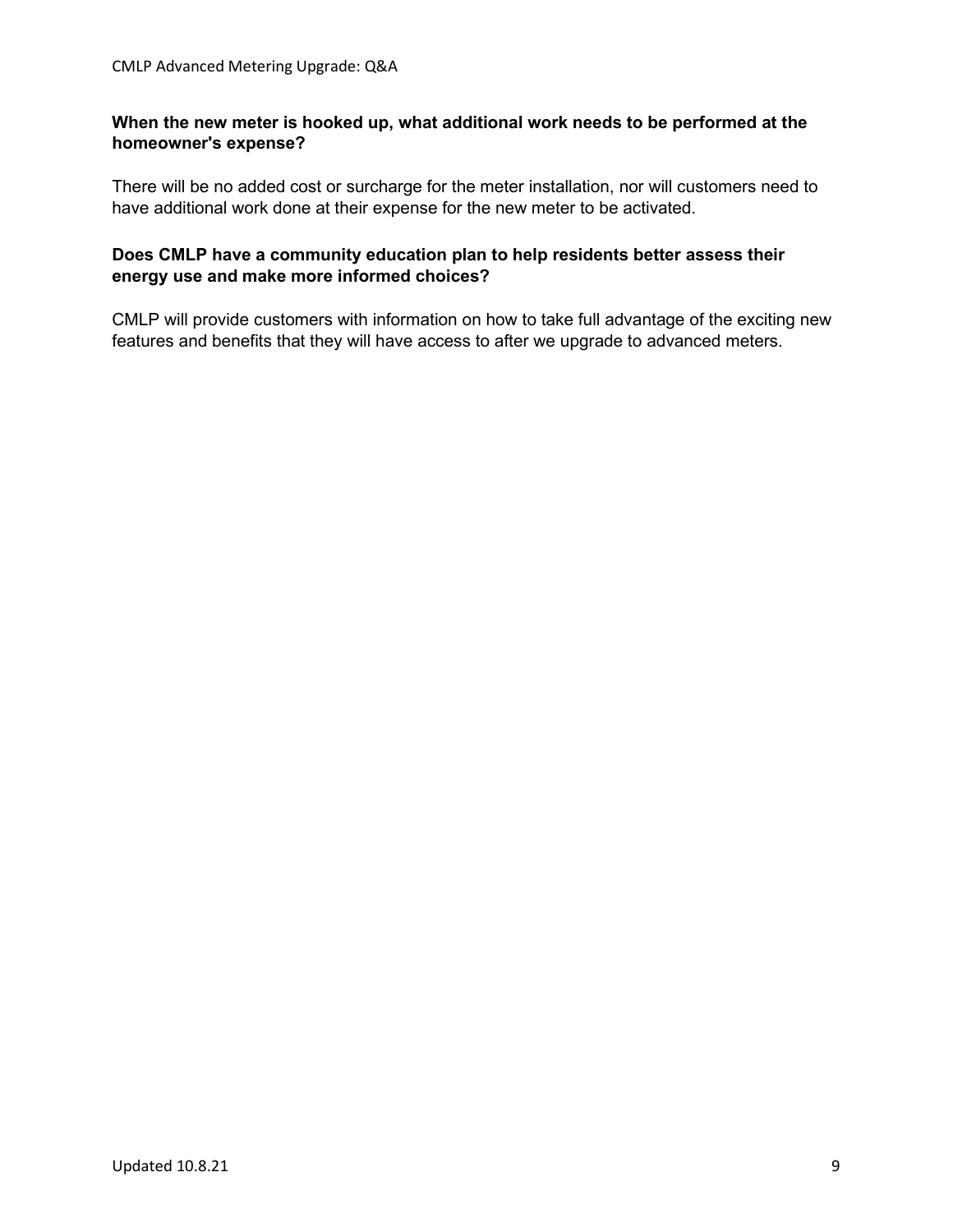**When the new meter is hooked up, what additional work needs to be performed at the homeowner's expense?**

There will be no added cost or surcharge for the meter installation, nor will customers need to have additional work done at their expense for the new meter to be activated.

**Does CMLP have a community education plan to help residents better assess their energy use and make more informed choices?**

CMLP will provide customers with information on how to take full advantage of the exciting new features and benefits that they will have access to after we upgrade to advanced meters.